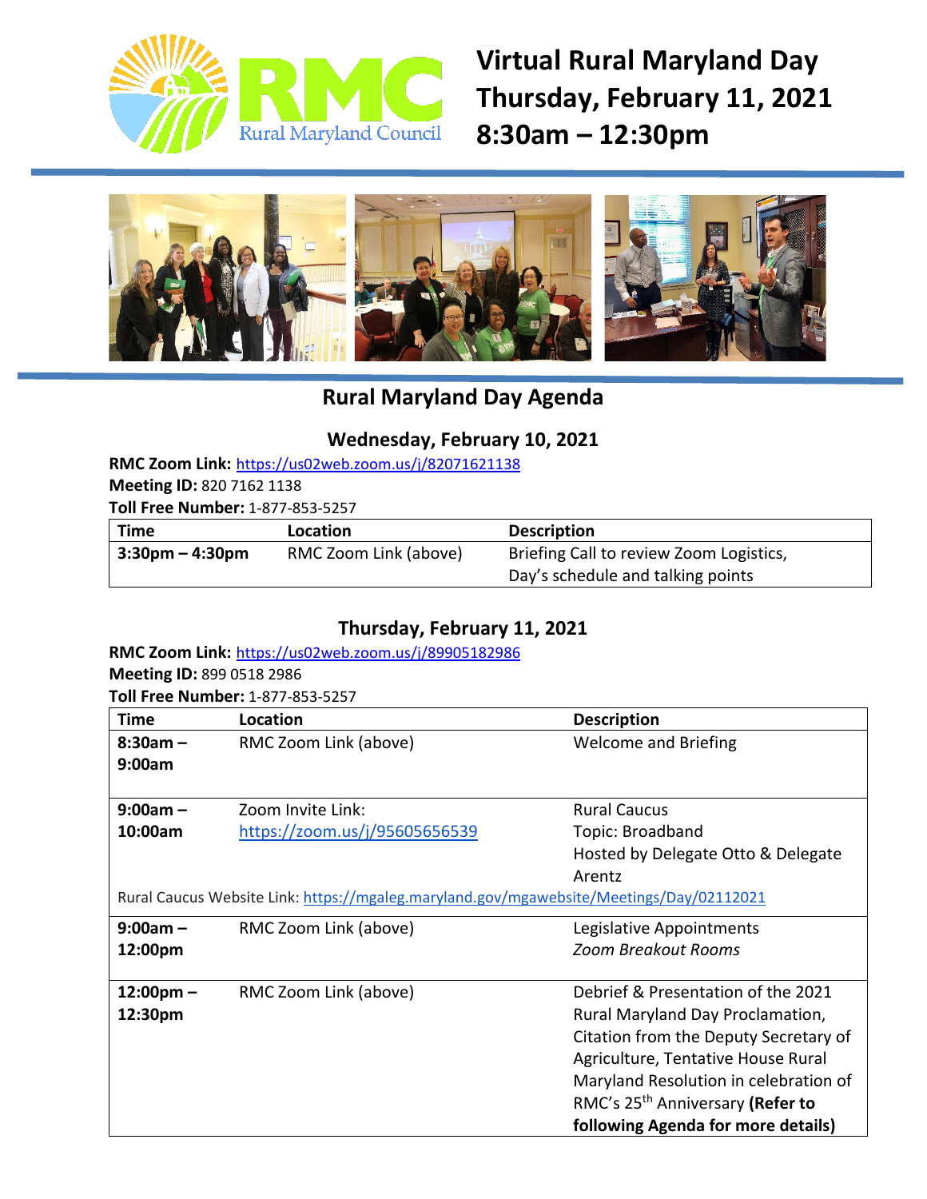RMC Rural Maryland Council

# Virtual Rural Maryland Day
# Thursday, February 11, 2021
# 8:30am – 12:30pm

## Rural Maryland Day Agenda

### Wednesday, February 10, 2021

**RMC Zoom Link:** https://us02web.zoom.us/j/82071621138
**Meeting ID:** 820 7162 1138
**Toll Free Number:** 1-877-853-5257

| Time | Location | Description |
|---|---|---|
| **3:30pm – 4:30pm** | RMC Zoom Link (above) | Briefing Call to review Zoom Logistics, Day's schedule and talking points |

### Thursday, February 11, 2021

**RMC Zoom Link:** https://us02web.zoom.us/j/89905182986
**Meeting ID:** 899 0518 2986
**Toll Free Number:** 1-877-853-5257

| Time | Location | Description |
|---|---|---|
| **8:30am – 9:00am** | RMC Zoom Link (above) | Welcome and Briefing |
| **9:00am – 10:00am** | Zoom Invite Link: https://zoom.us/j/95605656539 | Rural Caucus<br>Topic: Broadband<br>Hosted by Delegate Otto & Delegate Arentz |
| Rural Caucus Website Link: https://mgaleg.maryland.gov/mgawebsite/Meetings/Day/02112021 | | |
| **9:00am – 12:00pm** | RMC Zoom Link (above) | Legislative Appointments<br>*Zoom Breakout Rooms* |
| **12:00pm – 12:30pm** | RMC Zoom Link (above) | Debrief & Presentation of the 2021 Rural Maryland Day Proclamation, Citation from the Deputy Secretary of Agriculture, Tentative House Rural Maryland Resolution in celebration of RMC's 25th Anniversary **(Refer to following Agenda for more details)** |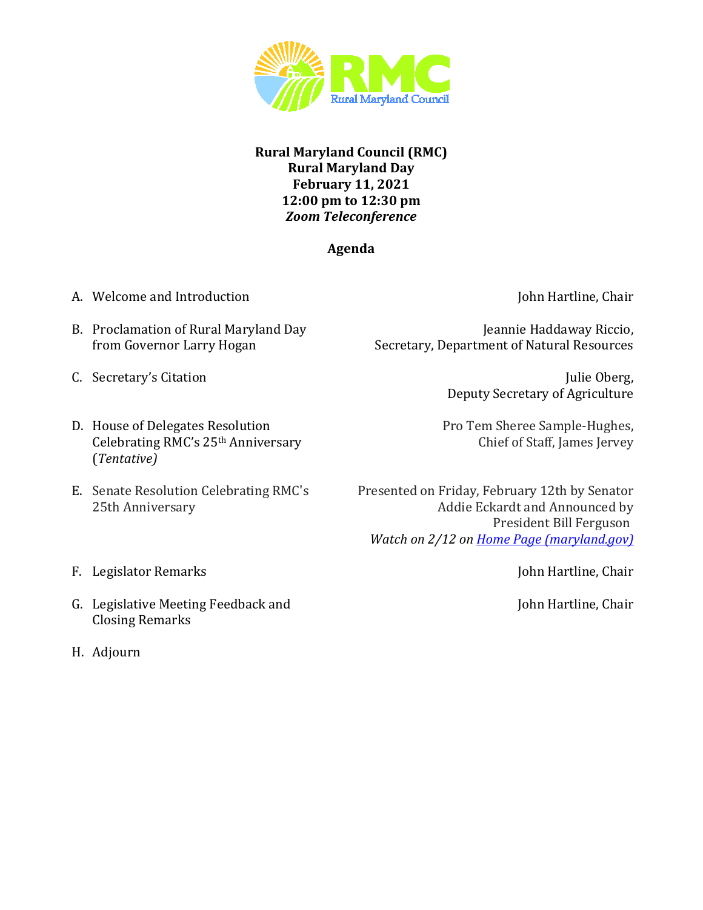**Rural Maryland Council (RMC)**
**Rural Maryland Day**
**February 11, 2021**
**12:00 pm to 12:30 pm**
***Zoom Teleconference***

## Agenda

A. Welcome and Introduction — John Hartline, Chair

B. Proclamation of Rural Maryland Day from Governor Larry Hogan — Jeannie Haddaway Riccio, Secretary, Department of Natural Resources

C. Secretary's Citation — Julie Oberg, Deputy Secretary of Agriculture

D. House of Delegates Resolution Celebrating RMC's 25th Anniversary (*Tentative)* — Pro Tem Sheree Sample-Hughes, Chief of Staff, James Jervey

E. Senate Resolution Celebrating RMC's 25th Anniversary — Presented on Friday, February 12th by Senator Addie Eckardt and Announced by President Bill Ferguson *Watch on 2/12 on Home Page (maryland.gov)*

F. Legislator Remarks — John Hartline, Chair

G. Legislative Meeting Feedback and Closing Remarks — John Hartline, Chair

H. Adjourn